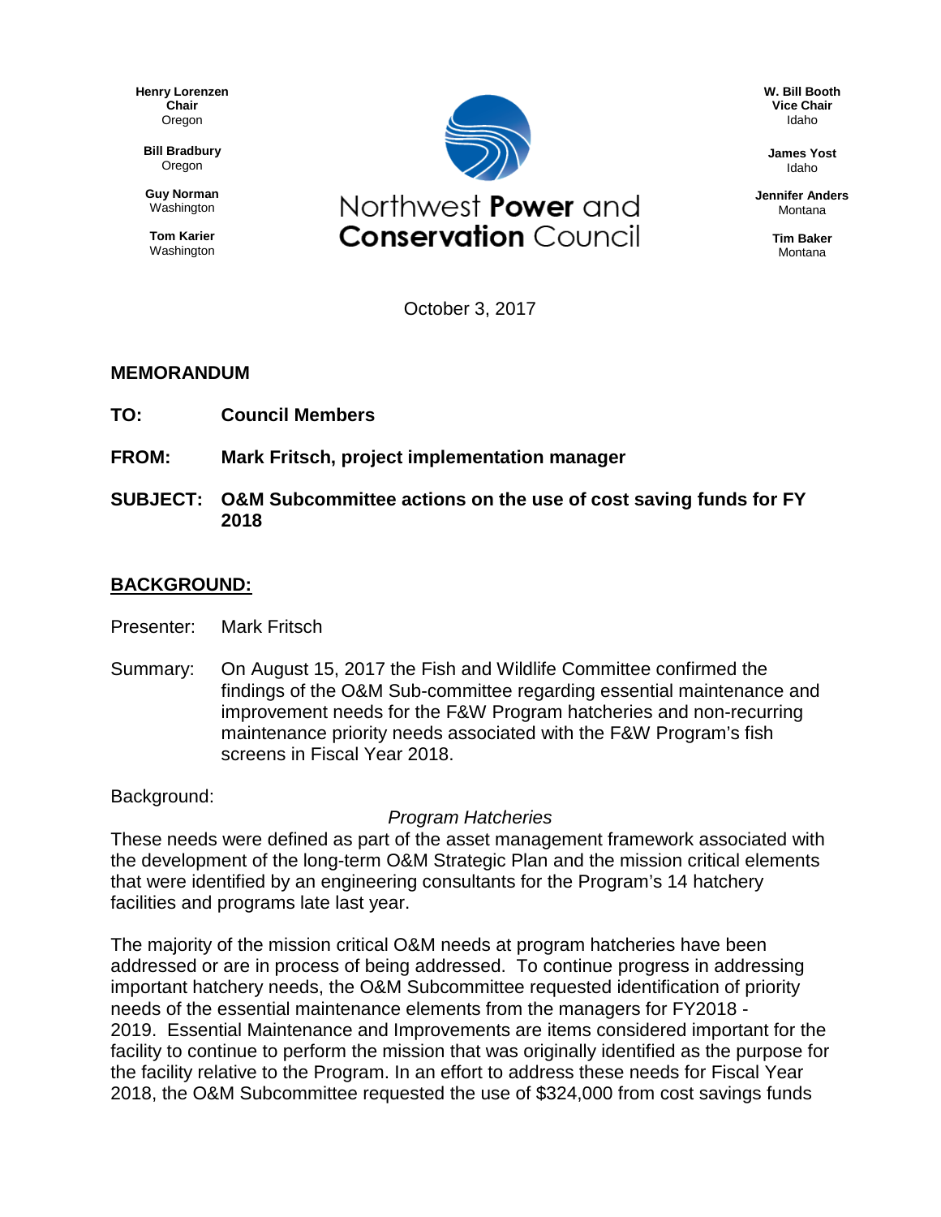Henry Lorenzen
**Chair**
Oregon

**Bill Bradbury**
Oregon

**Guy Norman**
Washington

**Tom Karier**
Washington

Northwest **Power** and **Conservation** Council

**W. Bill Booth**
**Vice Chair**
Idaho

**James Yost**
Idaho

**Jennifer Anders**
Montana

**Tim Baker**
Montana

October 3, 2017

**MEMORANDUM**

**TO:** **Council Members**

**FROM:** **Mark Fritsch, project implementation manager**

**SUBJECT:** **O&M Subcommittee actions on the use of cost saving funds for FY 2018**

## BACKGROUND:

Presenter: Mark Fritsch

Summary: On August 15, 2017 the Fish and Wildlife Committee confirmed the findings of the O&M Sub-committee regarding essential maintenance and improvement needs for the F&W Program hatcheries and non-recurring maintenance priority needs associated with the F&W Program's fish screens in Fiscal Year 2018.

Background:

*Program Hatcheries*

These needs were defined as part of the asset management framework associated with the development of the long-term O&M Strategic Plan and the mission critical elements that were identified by an engineering consultants for the Program's 14 hatchery facilities and programs late last year.

The majority of the mission critical O&M needs at program hatcheries have been addressed or are in process of being addressed. To continue progress in addressing important hatchery needs, the O&M Subcommittee requested identification of priority needs of the essential maintenance elements from the managers for FY2018 - 2019. Essential Maintenance and Improvements are items considered important for the facility to continue to perform the mission that was originally identified as the purpose for the facility relative to the Program. In an effort to address these needs for Fiscal Year 2018, the O&M Subcommittee requested the use of $324,000 from cost savings funds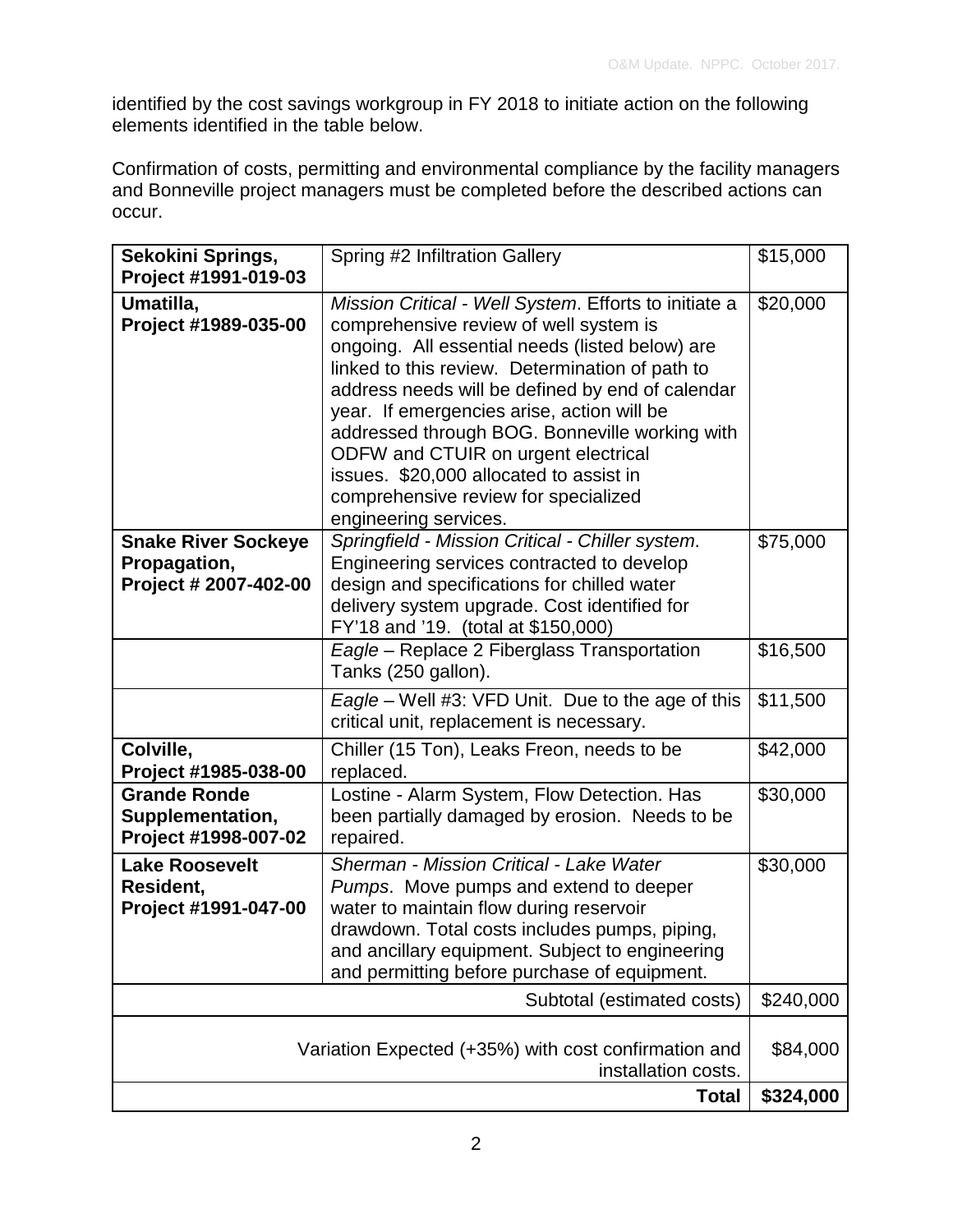identified by the cost savings workgroup in FY 2018 to initiate action on the following elements identified in the table below.

Confirmation of costs, permitting and environmental compliance by the facility managers and Bonneville project managers must be completed before the described actions can occur.

| | | |
|---|---|---|
| **Sekokini Springs, Project #1991-019-03** | Spring #2 Infiltration Gallery | $15,000 |
| **Umatilla, Project #1989-035-00** | *Mission Critical - Well System*. Efforts to initiate a comprehensive review of well system is ongoing. All essential needs (listed below) are linked to this review. Determination of path to address needs will be defined by end of calendar year. If emergencies arise, action will be addressed through BOG. Bonneville working with ODFW and CTUIR on urgent electrical issues. $20,000 allocated to assist in comprehensive review for specialized engineering services. | $20,000 |
| **Snake River Sockeye Propagation, Project # 2007-402-00** | *Springfield - Mission Critical - Chiller system*. Engineering services contracted to develop design and specifications for chilled water delivery system upgrade. Cost identified for FY'18 and '19. (total at $150,000) | $75,000 |
| | *Eagle* – Replace 2 Fiberglass Transportation Tanks (250 gallon). | $16,500 |
| | *Eagle* – Well #3: VFD Unit. Due to the age of this critical unit, replacement is necessary. | $11,500 |
| **Colville, Project #1985-038-00** | Chiller (15 Ton), Leaks Freon, needs to be replaced. | $42,000 |
| **Grande Ronde Supplementation, Project #1998-007-02** | Lostine - Alarm System, Flow Detection. Has been partially damaged by erosion. Needs to be repaired. | $30,000 |
| **Lake Roosevelt Resident, Project #1991-047-00** | *Sherman - Mission Critical - Lake Water Pumps*. Move pumps and extend to deeper water to maintain flow during reservoir drawdown. Total costs includes pumps, piping, and ancillary equipment. Subject to engineering and permitting before purchase of equipment. | $30,000 |
| | Subtotal (estimated costs) | $240,000 |
| | Variation Expected (+35%) with cost confirmation and installation costs. | $84,000 |
| | **Total** | **$324,000** |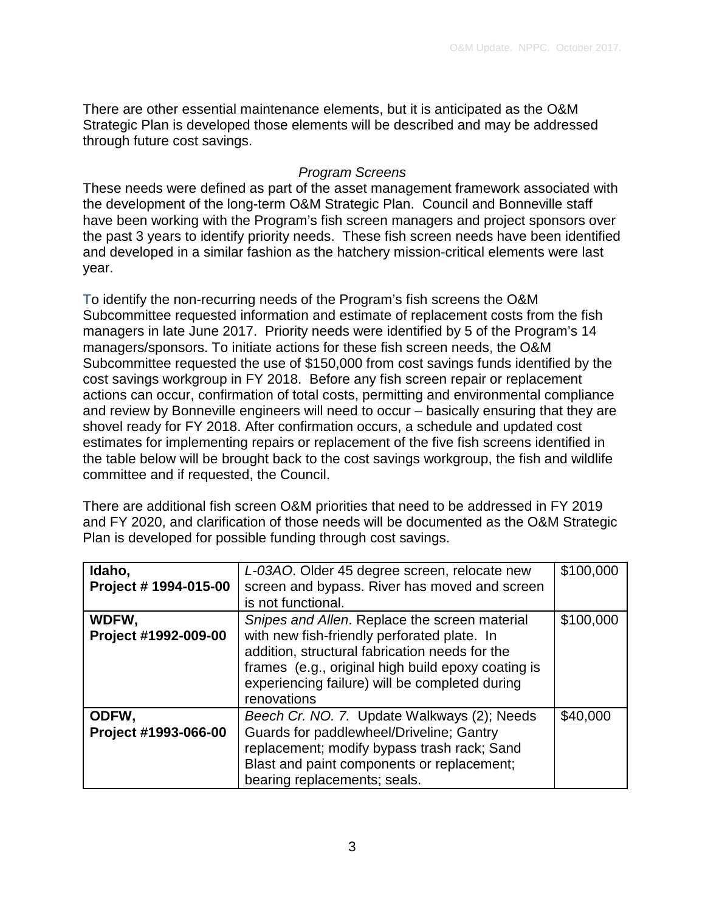There are other essential maintenance elements, but it is anticipated as the O&M Strategic Plan is developed those elements will be described and may be addressed through future cost savings.

*Program Screens*

These needs were defined as part of the asset management framework associated with the development of the long-term O&M Strategic Plan. Council and Bonneville staff have been working with the Program's fish screen managers and project sponsors over the past 3 years to identify priority needs. These fish screen needs have been identified and developed in a similar fashion as the hatchery mission-critical elements were last year.

To identify the non-recurring needs of the Program's fish screens the O&M Subcommittee requested information and estimate of replacement costs from the fish managers in late June 2017. Priority needs were identified by 5 of the Program's 14 managers/sponsors. To initiate actions for these fish screen needs, the O&M Subcommittee requested the use of $150,000 from cost savings funds identified by the cost savings workgroup in FY 2018. Before any fish screen repair or replacement actions can occur, confirmation of total costs, permitting and environmental compliance and review by Bonneville engineers will need to occur – basically ensuring that they are shovel ready for FY 2018. After confirmation occurs, a schedule and updated cost estimates for implementing repairs or replacement of the five fish screens identified in the table below will be brought back to the cost savings workgroup, the fish and wildlife committee and if requested, the Council.

There are additional fish screen O&M priorities that need to be addressed in FY 2019 and FY 2020, and clarification of those needs will be documented as the O&M Strategic Plan is developed for possible funding through cost savings.

| | | |
|---|---|---|
| **Idaho, Project # 1994-015-00** | *L-03AO*. Older 45 degree screen, relocate new screen and bypass. River has moved and screen is not functional. | $100,000 |
| **WDFW, Project #1992-009-00** | *Snipes and Allen*. Replace the screen material with new fish-friendly perforated plate. In addition, structural fabrication needs for the frames (e.g., original high build epoxy coating is experiencing failure) will be completed during renovations | $100,000 |
| **ODFW, Project #1993-066-00** | *Beech Cr. NO. 7.* Update Walkways (2); Needs Guards for paddlewheel/Driveline; Gantry replacement; modify bypass trash rack; Sand Blast and paint components or replacement; bearing replacements; seals. | $40,000 |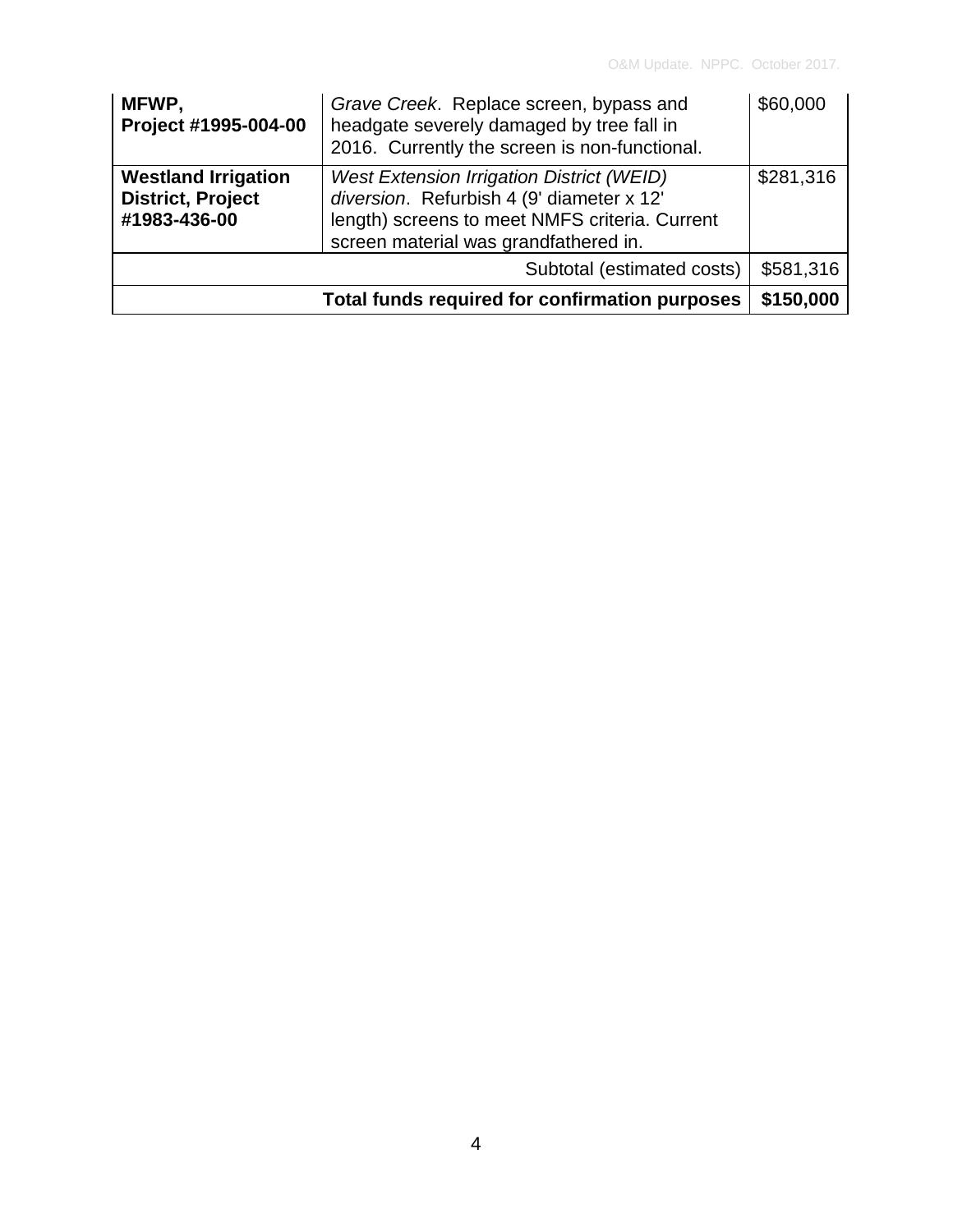| | | |
|---|---|---|
| **MFWP, Project #1995-004-00** | *Grave Creek*. Replace screen, bypass and headgate severely damaged by tree fall in 2016. Currently the screen is non-functional. | $60,000 |
| **Westland Irrigation District, Project #1983-436-00** | *West Extension Irrigation District (WEID) diversion*. Refurbish 4 (9' diameter x 12' length) screens to meet NMFS criteria. Current screen material was grandfathered in. | $281,316 |
| | Subtotal (estimated costs) | $581,316 |
| | **Total funds required for confirmation purposes** | **$150,000** |